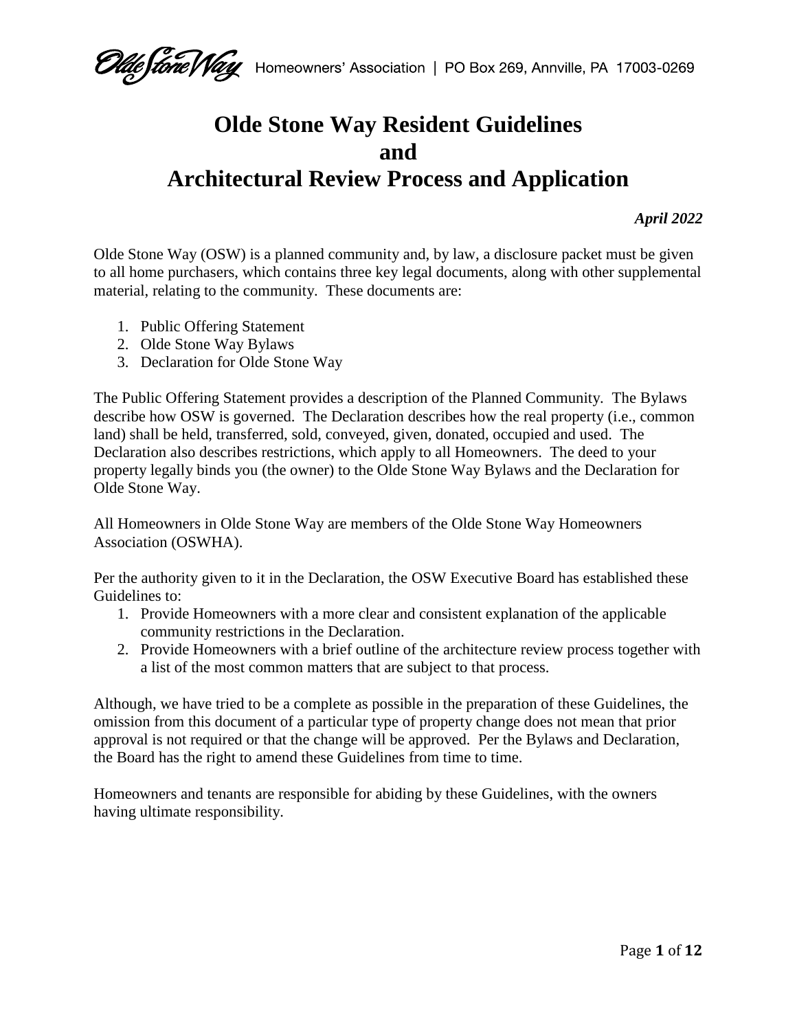# Olde Stone Way Resident Guidelines and Architectural Review Process and Application

***April 2022***

Olde Stone Way (OSW) is a planned community and, by law, a disclosure packet must be given to all home purchasers, which contains three key legal documents, along with other supplemental material, relating to the community. These documents are:

1. Public Offering Statement
2. Olde Stone Way Bylaws
3. Declaration for Olde Stone Way

The Public Offering Statement provides a description of the Planned Community. The Bylaws describe how OSW is governed. The Declaration describes how the real property (i.e., common land) shall be held, transferred, sold, conveyed, given, donated, occupied and used. The Declaration also describes restrictions, which apply to all Homeowners. The deed to your property legally binds you (the owner) to the Olde Stone Way Bylaws and the Declaration for Olde Stone Way.

All Homeowners in Olde Stone Way are members of the Olde Stone Way Homeowners Association (OSWHA).

Per the authority given to it in the Declaration, the OSW Executive Board has established these Guidelines to:

1. Provide Homeowners with a more clear and consistent explanation of the applicable community restrictions in the Declaration.
2. Provide Homeowners with a brief outline of the architecture review process together with a list of the most common matters that are subject to that process.

Although, we have tried to be a complete as possible in the preparation of these Guidelines, the omission from this document of a particular type of property change does not mean that prior approval is not required or that the change will be approved. Per the Bylaws and Declaration, the Board has the right to amend these Guidelines from time to time.

Homeowners and tenants are responsible for abiding by these Guidelines, with the owners having ultimate responsibility.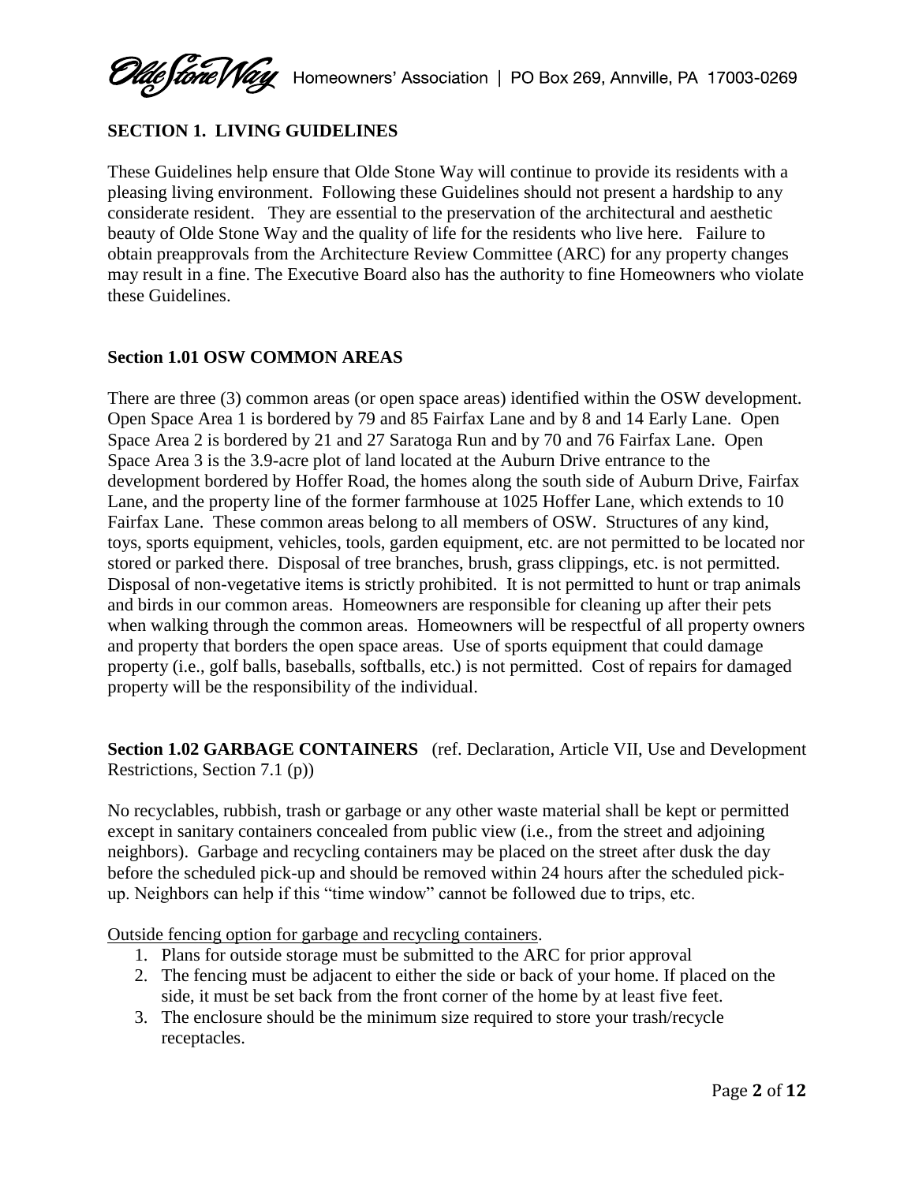## SECTION 1. LIVING GUIDELINES

These Guidelines help ensure that Olde Stone Way will continue to provide its residents with a pleasing living environment. Following these Guidelines should not present a hardship to any considerate resident. They are essential to the preservation of the architectural and aesthetic beauty of Olde Stone Way and the quality of life for the residents who live here. Failure to obtain preapprovals from the Architecture Review Committee (ARC) for any property changes may result in a fine. The Executive Board also has the authority to fine Homeowners who violate these Guidelines.

### Section 1.01 OSW COMMON AREAS

There are three (3) common areas (or open space areas) identified within the OSW development. Open Space Area 1 is bordered by 79 and 85 Fairfax Lane and by 8 and 14 Early Lane. Open Space Area 2 is bordered by 21 and 27 Saratoga Run and by 70 and 76 Fairfax Lane. Open Space Area 3 is the 3.9-acre plot of land located at the Auburn Drive entrance to the development bordered by Hoffer Road, the homes along the south side of Auburn Drive, Fairfax Lane, and the property line of the former farmhouse at 1025 Hoffer Lane, which extends to 10 Fairfax Lane. These common areas belong to all members of OSW. Structures of any kind, toys, sports equipment, vehicles, tools, garden equipment, etc. are not permitted to be located nor stored or parked there. Disposal of tree branches, brush, grass clippings, etc. is not permitted. Disposal of non-vegetative items is strictly prohibited. It is not permitted to hunt or trap animals and birds in our common areas. Homeowners are responsible for cleaning up after their pets when walking through the common areas. Homeowners will be respectful of all property owners and property that borders the open space areas. Use of sports equipment that could damage property (i.e., golf balls, baseballs, softballs, etc.) is not permitted. Cost of repairs for damaged property will be the responsibility of the individual.

### Section 1.02 GARBAGE CONTAINERS (ref. Declaration, Article VII, Use and Development Restrictions, Section 7.1 (p))

No recyclables, rubbish, trash or garbage or any other waste material shall be kept or permitted except in sanitary containers concealed from public view (i.e., from the street and adjoining neighbors). Garbage and recycling containers may be placed on the street after dusk the day before the scheduled pick-up and should be removed within 24 hours after the scheduled pick-up. Neighbors can help if this "time window" cannot be followed due to trips, etc.

Outside fencing option for garbage and recycling containers.

1. Plans for outside storage must be submitted to the ARC for prior approval
2. The fencing must be adjacent to either the side or back of your home. If placed on the side, it must be set back from the front corner of the home by at least five feet.
3. The enclosure should be the minimum size required to store your trash/recycle receptacles.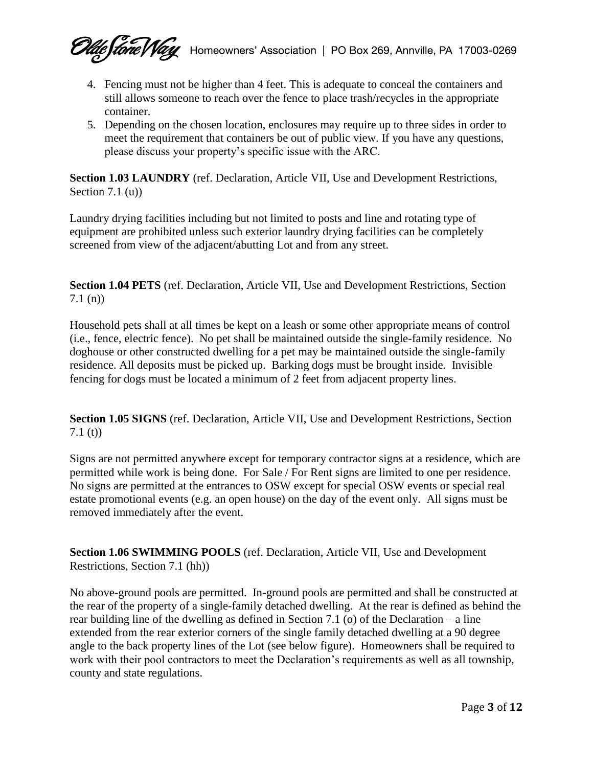4. Fencing must not be higher than 4 feet. This is adequate to conceal the containers and still allows someone to reach over the fence to place trash/recycles in the appropriate container.
5. Depending on the chosen location, enclosures may require up to three sides in order to meet the requirement that containers be out of public view. If you have any questions, please discuss your property's specific issue with the ARC.

**Section 1.03 LAUNDRY** (ref. Declaration, Article VII, Use and Development Restrictions, Section 7.1 (u))

Laundry drying facilities including but not limited to posts and line and rotating type of equipment are prohibited unless such exterior laundry drying facilities can be completely screened from view of the adjacent/abutting Lot and from any street.

**Section 1.04 PETS** (ref. Declaration, Article VII, Use and Development Restrictions, Section 7.1 (n))

Household pets shall at all times be kept on a leash or some other appropriate means of control (i.e., fence, electric fence). No pet shall be maintained outside the single-family residence. No doghouse or other constructed dwelling for a pet may be maintained outside the single-family residence. All deposits must be picked up. Barking dogs must be brought inside. Invisible fencing for dogs must be located a minimum of 2 feet from adjacent property lines.

**Section 1.05 SIGNS** (ref. Declaration, Article VII, Use and Development Restrictions, Section 7.1 (t))

Signs are not permitted anywhere except for temporary contractor signs at a residence, which are permitted while work is being done. For Sale / For Rent signs are limited to one per residence. No signs are permitted at the entrances to OSW except for special OSW events or special real estate promotional events (e.g. an open house) on the day of the event only. All signs must be removed immediately after the event.

**Section 1.06 SWIMMING POOLS** (ref. Declaration, Article VII, Use and Development Restrictions, Section 7.1 (hh))

No above-ground pools are permitted. In-ground pools are permitted and shall be constructed at the rear of the property of a single-family detached dwelling. At the rear is defined as behind the rear building line of the dwelling as defined in Section 7.1 (o) of the Declaration – a line extended from the rear exterior corners of the single family detached dwelling at a 90 degree angle to the back property lines of the Lot (see below figure). Homeowners shall be required to work with their pool contractors to meet the Declaration's requirements as well as all township, county and state regulations.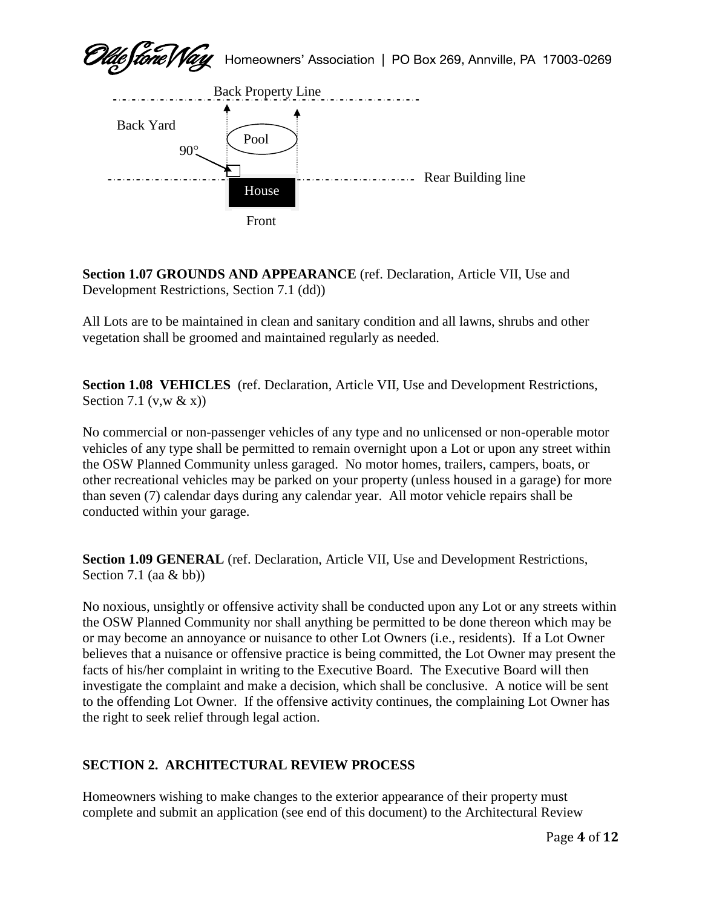Back Property Line

Back Yard

Pool

90°

Rear Building line

House

Front

**Section 1.07 GROUNDS AND APPEARANCE** (ref. Declaration, Article VII, Use and Development Restrictions, Section 7.1 (dd))

All Lots are to be maintained in clean and sanitary condition and all lawns, shrubs and other vegetation shall be groomed and maintained regularly as needed.

**Section 1.08 VEHICLES** (ref. Declaration, Article VII, Use and Development Restrictions, Section 7.1 (v,w & x))

No commercial or non-passenger vehicles of any type and no unlicensed or non-operable motor vehicles of any type shall be permitted to remain overnight upon a Lot or upon any street within the OSW Planned Community unless garaged. No motor homes, trailers, campers, boats, or other recreational vehicles may be parked on your property (unless housed in a garage) for more than seven (7) calendar days during any calendar year. All motor vehicle repairs shall be conducted within your garage.

**Section 1.09 GENERAL** (ref. Declaration, Article VII, Use and Development Restrictions, Section 7.1 (aa & bb))

No noxious, unsightly or offensive activity shall be conducted upon any Lot or any streets within the OSW Planned Community nor shall anything be permitted to be done thereon which may be or may become an annoyance or nuisance to other Lot Owners (i.e., residents). If a Lot Owner believes that a nuisance or offensive practice is being committed, the Lot Owner may present the facts of his/her complaint in writing to the Executive Board. The Executive Board will then investigate the complaint and make a decision, which shall be conclusive. A notice will be sent to the offending Lot Owner. If the offensive activity continues, the complaining Lot Owner has the right to seek relief through legal action.

## SECTION 2. ARCHITECTURAL REVIEW PROCESS

Homeowners wishing to make changes to the exterior appearance of their property must complete and submit an application (see end of this document) to the Architectural Review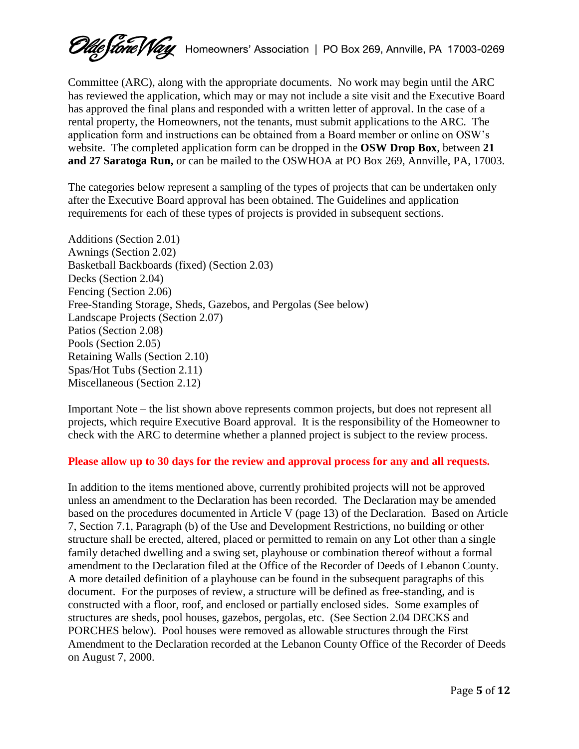Committee (ARC), along with the appropriate documents. No work may begin until the ARC has reviewed the application, which may or may not include a site visit and the Executive Board has approved the final plans and responded with a written letter of approval. In the case of a rental property, the Homeowners, not the tenants, must submit applications to the ARC. The application form and instructions can be obtained from a Board member or online on OSW's website. The completed application form can be dropped in the **OSW Drop Box**, between **21 and 27 Saratoga Run,** or can be mailed to the OSWHOA at PO Box 269, Annville, PA, 17003.

The categories below represent a sampling of the types of projects that can be undertaken only after the Executive Board approval has been obtained. The Guidelines and application requirements for each of these types of projects is provided in subsequent sections.

Additions (Section 2.01)
Awnings (Section 2.02)
Basketball Backboards (fixed) (Section 2.03)
Decks (Section 2.04)
Fencing (Section 2.06)
Free-Standing Storage, Sheds, Gazebos, and Pergolas (See below)
Landscape Projects (Section 2.07)
Patios (Section 2.08)
Pools (Section 2.05)
Retaining Walls (Section 2.10)
Spas/Hot Tubs (Section 2.11)
Miscellaneous (Section 2.12)

Important Note – the list shown above represents common projects, but does not represent all projects, which require Executive Board approval. It is the responsibility of the Homeowner to check with the ARC to determine whether a planned project is subject to the review process.

**Please allow up to 30 days for the review and approval process for any and all requests.**

In addition to the items mentioned above, currently prohibited projects will not be approved unless an amendment to the Declaration has been recorded. The Declaration may be amended based on the procedures documented in Article V (page 13) of the Declaration. Based on Article 7, Section 7.1, Paragraph (b) of the Use and Development Restrictions, no building or other structure shall be erected, altered, placed or permitted to remain on any Lot other than a single family detached dwelling and a swing set, playhouse or combination thereof without a formal amendment to the Declaration filed at the Office of the Recorder of Deeds of Lebanon County. A more detailed definition of a playhouse can be found in the subsequent paragraphs of this document. For the purposes of review, a structure will be defined as free-standing, and is constructed with a floor, roof, and enclosed or partially enclosed sides. Some examples of structures are sheds, pool houses, gazebos, pergolas, etc. (See Section 2.04 DECKS and PORCHES below). Pool houses were removed as allowable structures through the First Amendment to the Declaration recorded at the Lebanon County Office of the Recorder of Deeds on August 7, 2000.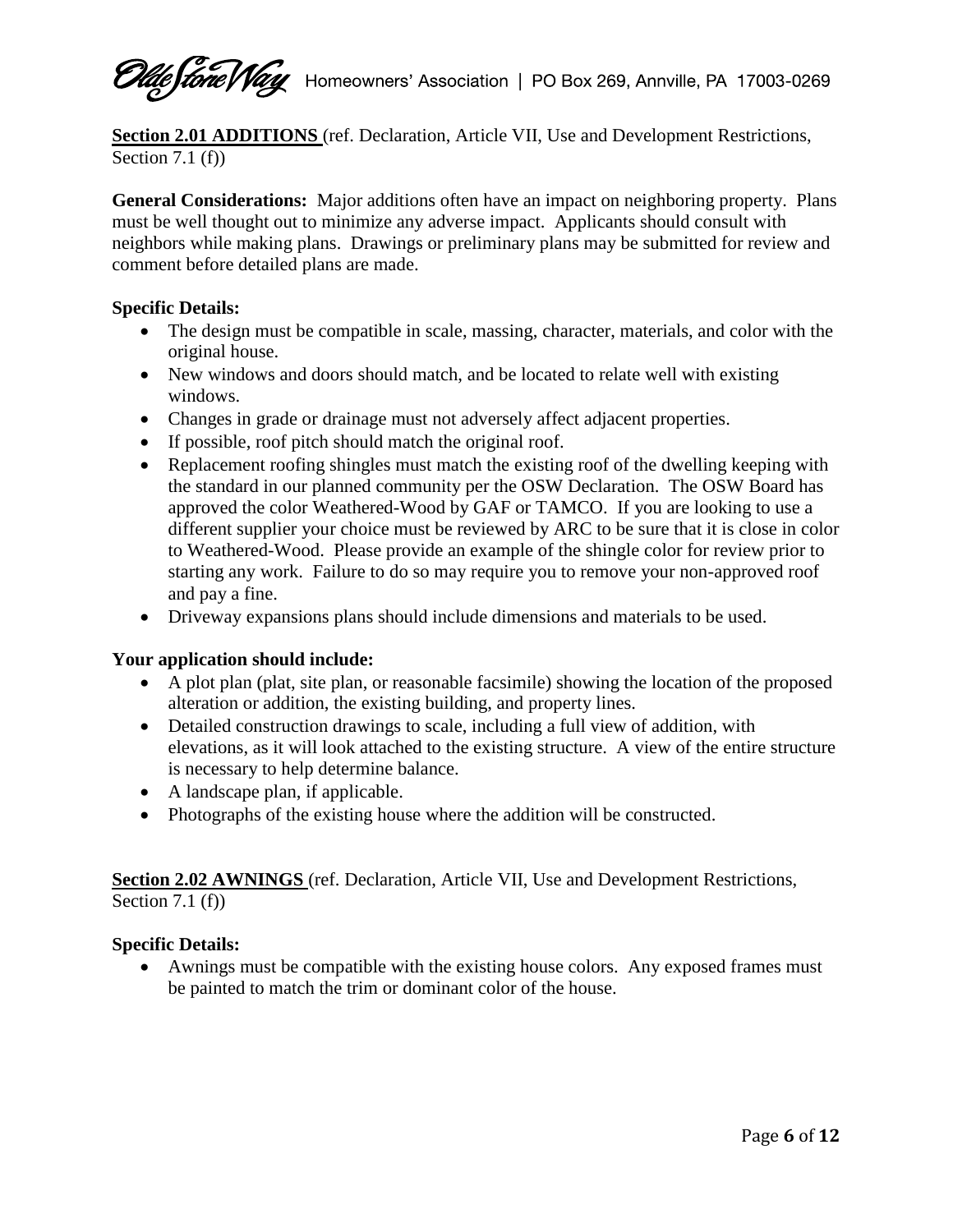**Section 2.01 ADDITIONS** (ref. Declaration, Article VII, Use and Development Restrictions, Section 7.1 (f))

**General Considerations:** Major additions often have an impact on neighboring property. Plans must be well thought out to minimize any adverse impact. Applicants should consult with neighbors while making plans. Drawings or preliminary plans may be submitted for review and comment before detailed plans are made.

**Specific Details:**

- The design must be compatible in scale, massing, character, materials, and color with the original house.
- New windows and doors should match, and be located to relate well with existing windows.
- Changes in grade or drainage must not adversely affect adjacent properties.
- If possible, roof pitch should match the original roof.
- Replacement roofing shingles must match the existing roof of the dwelling keeping with the standard in our planned community per the OSW Declaration. The OSW Board has approved the color Weathered-Wood by GAF or TAMCO. If you are looking to use a different supplier your choice must be reviewed by ARC to be sure that it is close in color to Weathered-Wood. Please provide an example of the shingle color for review prior to starting any work. Failure to do so may require you to remove your non-approved roof and pay a fine.
- Driveway expansions plans should include dimensions and materials to be used.

**Your application should include:**

- A plot plan (plat, site plan, or reasonable facsimile) showing the location of the proposed alteration or addition, the existing building, and property lines.
- Detailed construction drawings to scale, including a full view of addition, with elevations, as it will look attached to the existing structure. A view of the entire structure is necessary to help determine balance.
- A landscape plan, if applicable.
- Photographs of the existing house where the addition will be constructed.

**Section 2.02 AWNINGS** (ref. Declaration, Article VII, Use and Development Restrictions, Section 7.1 (f))

**Specific Details:**

- Awnings must be compatible with the existing house colors. Any exposed frames must be painted to match the trim or dominant color of the house.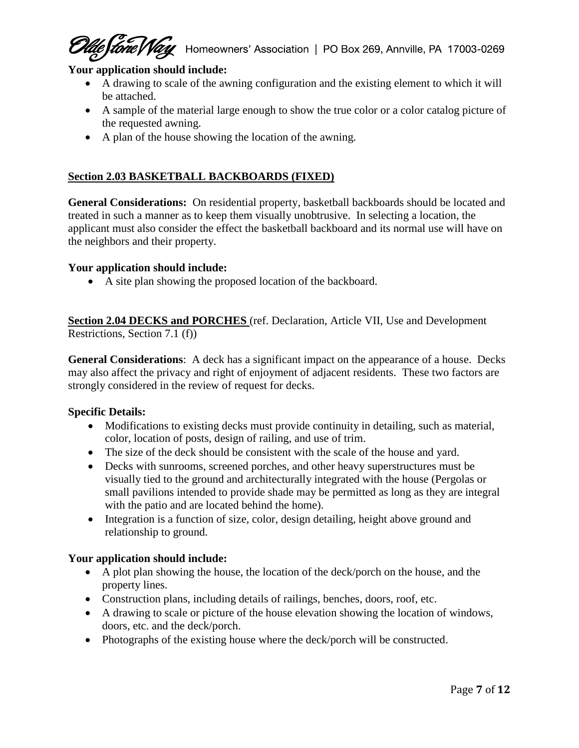**Your application should include:**

- A drawing to scale of the awning configuration and the existing element to which it will be attached.
- A sample of the material large enough to show the true color or a color catalog picture of the requested awning.
- A plan of the house showing the location of the awning.

## Section 2.03 BASKETBALL BACKBOARDS (FIXED)

**General Considerations:** On residential property, basketball backboards should be located and treated in such a manner as to keep them visually unobtrusive. In selecting a location, the applicant must also consider the effect the basketball backboard and its normal use will have on the neighbors and their property.

**Your application should include:**

- A site plan showing the proposed location of the backboard.

## Section 2.04 DECKS and PORCHES (ref. Declaration, Article VII, Use and Development Restrictions, Section 7.1 (f))

**General Considerations**: A deck has a significant impact on the appearance of a house. Decks may also affect the privacy and right of enjoyment of adjacent residents. These two factors are strongly considered in the review of request for decks.

**Specific Details:**

- Modifications to existing decks must provide continuity in detailing, such as material, color, location of posts, design of railing, and use of trim.
- The size of the deck should be consistent with the scale of the house and yard.
- Decks with sunrooms, screened porches, and other heavy superstructures must be visually tied to the ground and architecturally integrated with the house (Pergolas or small pavilions intended to provide shade may be permitted as long as they are integral with the patio and are located behind the home).
- Integration is a function of size, color, design detailing, height above ground and relationship to ground.

**Your application should include:**

- A plot plan showing the house, the location of the deck/porch on the house, and the property lines.
- Construction plans, including details of railings, benches, doors, roof, etc.
- A drawing to scale or picture of the house elevation showing the location of windows, doors, etc. and the deck/porch.
- Photographs of the existing house where the deck/porch will be constructed.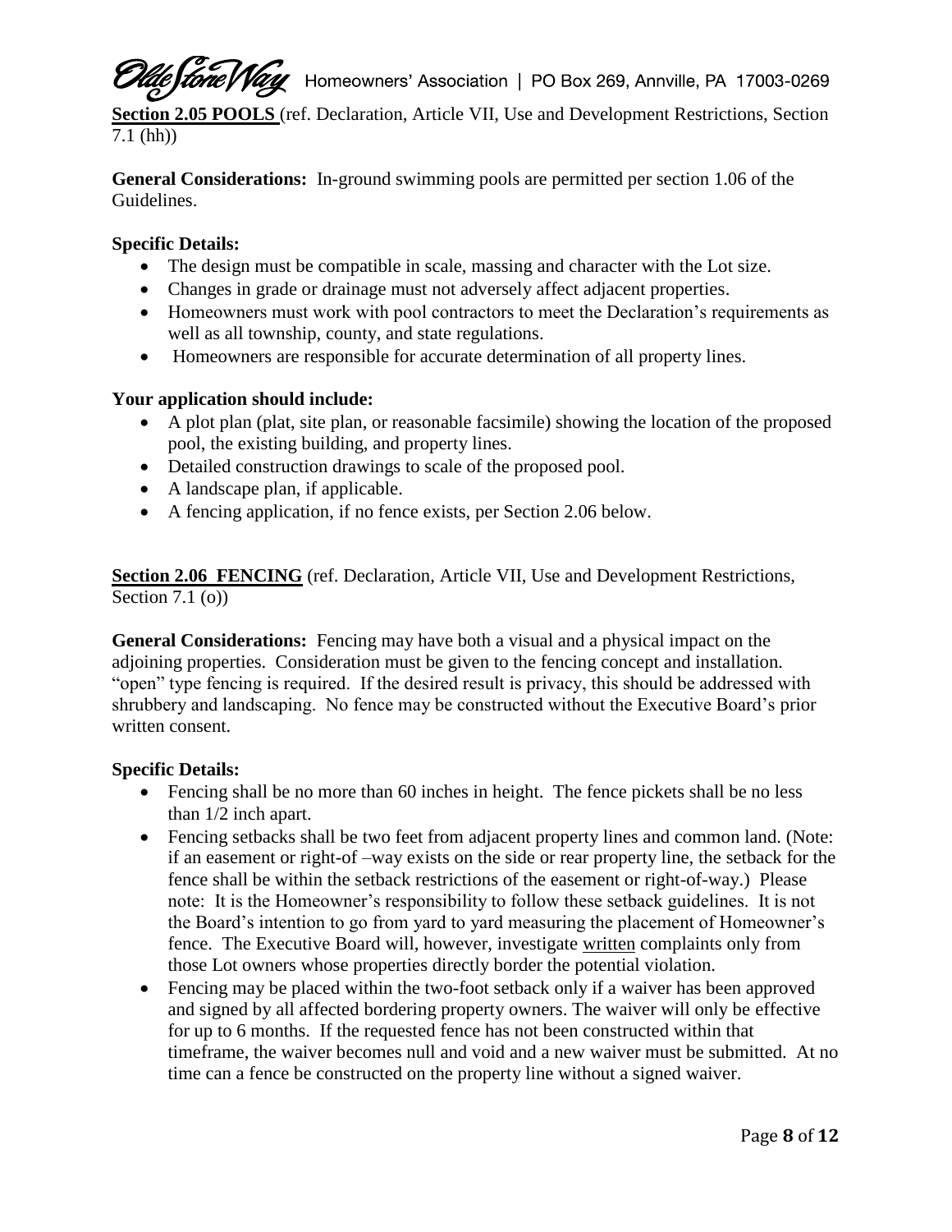**Section 2.05 POOLS** (ref. Declaration, Article VII, Use and Development Restrictions, Section 7.1 (hh))

**General Considerations:** In-ground swimming pools are permitted per section 1.06 of the Guidelines.

**Specific Details:**

- The design must be compatible in scale, massing and character with the Lot size.
- Changes in grade or drainage must not adversely affect adjacent properties.
- Homeowners must work with pool contractors to meet the Declaration's requirements as well as all township, county, and state regulations.
- Homeowners are responsible for accurate determination of all property lines.

**Your application should include:**

- A plot plan (plat, site plan, or reasonable facsimile) showing the location of the proposed pool, the existing building, and property lines.
- Detailed construction drawings to scale of the proposed pool.
- A landscape plan, if applicable.
- A fencing application, if no fence exists, per Section 2.06 below.

**Section 2.06 FENCING** (ref. Declaration, Article VII, Use and Development Restrictions, Section 7.1 (o))

**General Considerations:** Fencing may have both a visual and a physical impact on the adjoining properties. Consideration must be given to the fencing concept and installation. "open" type fencing is required. If the desired result is privacy, this should be addressed with shrubbery and landscaping. No fence may be constructed without the Executive Board's prior written consent.

**Specific Details:**

- Fencing shall be no more than 60 inches in height. The fence pickets shall be no less than 1/2 inch apart.
- Fencing setbacks shall be two feet from adjacent property lines and common land. (Note: if an easement or right-of –way exists on the side or rear property line, the setback for the fence shall be within the setback restrictions of the easement or right-of-way.) Please note: It is the Homeowner's responsibility to follow these setback guidelines. It is not the Board's intention to go from yard to yard measuring the placement of Homeowner's fence. The Executive Board will, however, investigate written complaints only from those Lot owners whose properties directly border the potential violation.
- Fencing may be placed within the two-foot setback only if a waiver has been approved and signed by all affected bordering property owners. The waiver will only be effective for up to 6 months. If the requested fence has not been constructed within that timeframe, the waiver becomes null and void and a new waiver must be submitted. At no time can a fence be constructed on the property line without a signed waiver.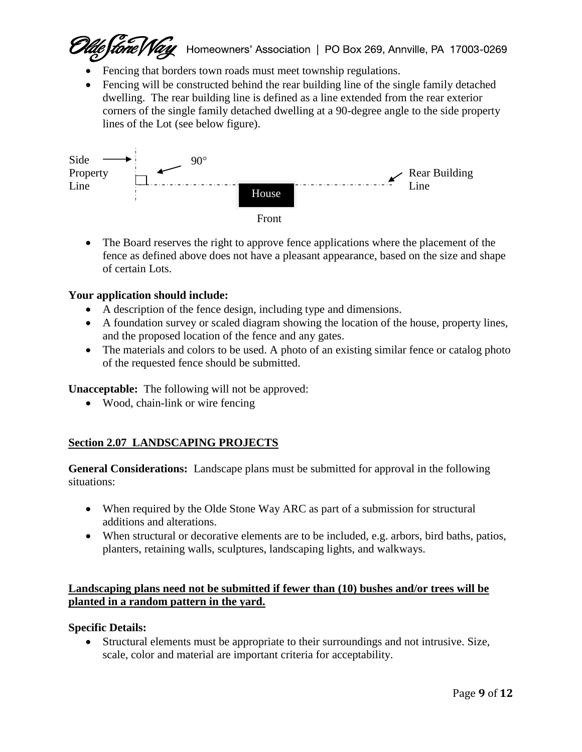- Fencing that borders town roads must meet township regulations.
- Fencing will be constructed behind the rear building line of the single family detached dwelling. The rear building line is defined as a line extended from the rear exterior corners of the single family detached dwelling at a 90-degree angle to the side property lines of the Lot (see below figure).

Side Property Line — 90° — Rear Building Line — House — Front

- The Board reserves the right to approve fence applications where the placement of the fence as defined above does not have a pleasant appearance, based on the size and shape of certain Lots.

**Your application should include:**

- A description of the fence design, including type and dimensions.
- A foundation survey or scaled diagram showing the location of the house, property lines, and the proposed location of the fence and any gates.
- The materials and colors to be used. A photo of an existing similar fence or catalog photo of the requested fence should be submitted.

**Unacceptable:** The following will not be approved:

- Wood, chain-link or wire fencing

## **Section 2.07 LANDSCAPING PROJECTS**

**General Considerations:** Landscape plans must be submitted for approval in the following situations:

- When required by the Olde Stone Way ARC as part of a submission for structural additions and alterations.
- When structural or decorative elements are to be included, e.g. arbors, bird baths, patios, planters, retaining walls, sculptures, landscaping lights, and walkways.

**Landscaping plans need not be submitted if fewer than (10) bushes and/or trees will be planted in a random pattern in the yard.**

**Specific Details:**

- Structural elements must be appropriate to their surroundings and not intrusive. Size, scale, color and material are important criteria for acceptability.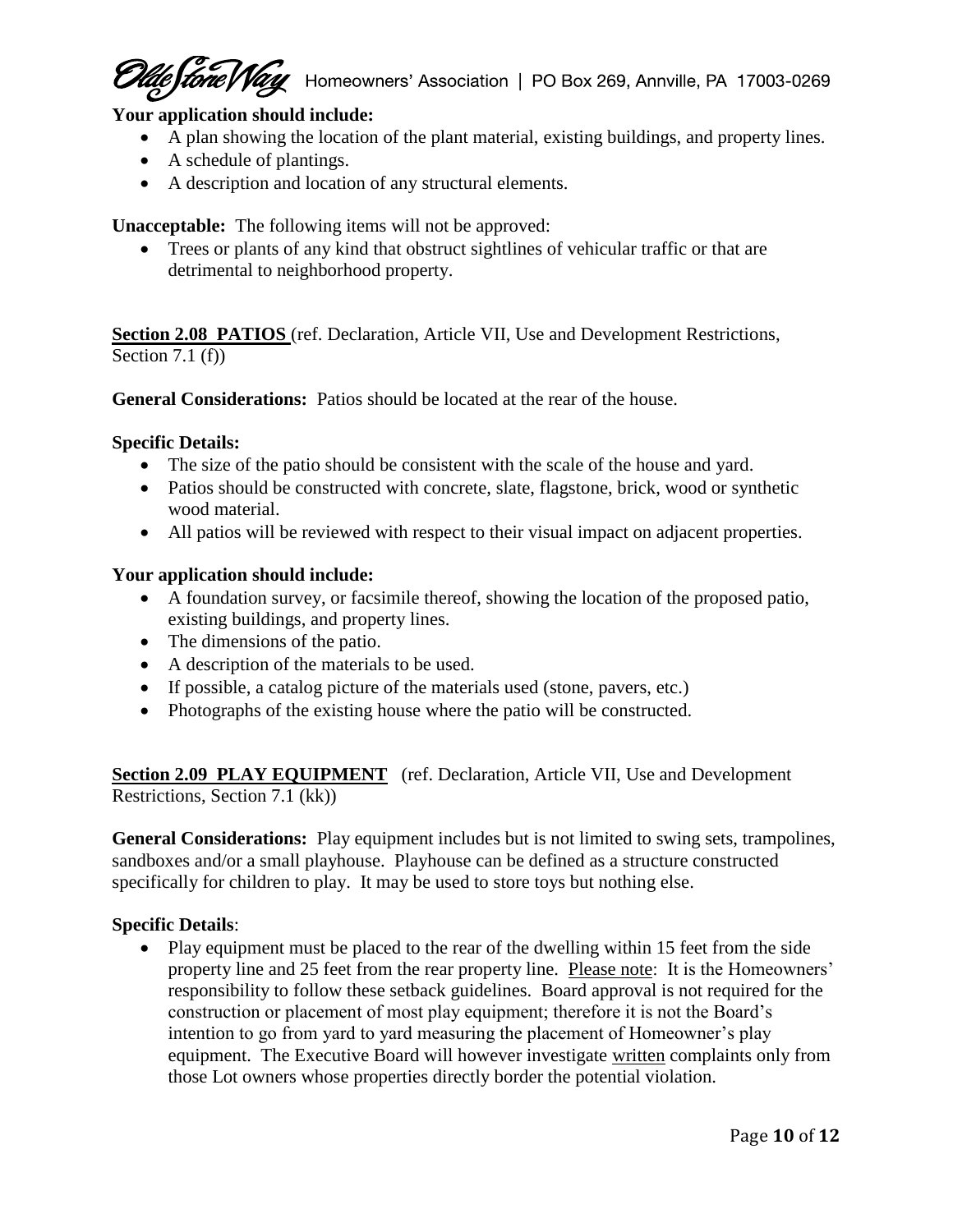**Your application should include:**

- A plan showing the location of the plant material, existing buildings, and property lines.
- A schedule of plantings.
- A description and location of any structural elements.

**Unacceptable:** The following items will not be approved:

- Trees or plants of any kind that obstruct sightlines of vehicular traffic or that are detrimental to neighborhood property.

**Section 2.08 PATIOS** (ref. Declaration, Article VII, Use and Development Restrictions, Section 7.1 (f))

**General Considerations:** Patios should be located at the rear of the house.

**Specific Details:**

- The size of the patio should be consistent with the scale of the house and yard.
- Patios should be constructed with concrete, slate, flagstone, brick, wood or synthetic wood material.
- All patios will be reviewed with respect to their visual impact on adjacent properties.

**Your application should include:**

- A foundation survey, or facsimile thereof, showing the location of the proposed patio, existing buildings, and property lines.
- The dimensions of the patio.
- A description of the materials to be used.
- If possible, a catalog picture of the materials used (stone, pavers, etc.)
- Photographs of the existing house where the patio will be constructed.

**Section 2.09 PLAY EQUIPMENT** (ref. Declaration, Article VII, Use and Development Restrictions, Section 7.1 (kk))

**General Considerations:** Play equipment includes but is not limited to swing sets, trampolines, sandboxes and/or a small playhouse. Playhouse can be defined as a structure constructed specifically for children to play. It may be used to store toys but nothing else.

**Specific Details**:

- Play equipment must be placed to the rear of the dwelling within 15 feet from the side property line and 25 feet from the rear property line. Please note: It is the Homeowners' responsibility to follow these setback guidelines. Board approval is not required for the construction or placement of most play equipment; therefore it is not the Board's intention to go from yard to yard measuring the placement of Homeowner's play equipment. The Executive Board will however investigate written complaints only from those Lot owners whose properties directly border the potential violation.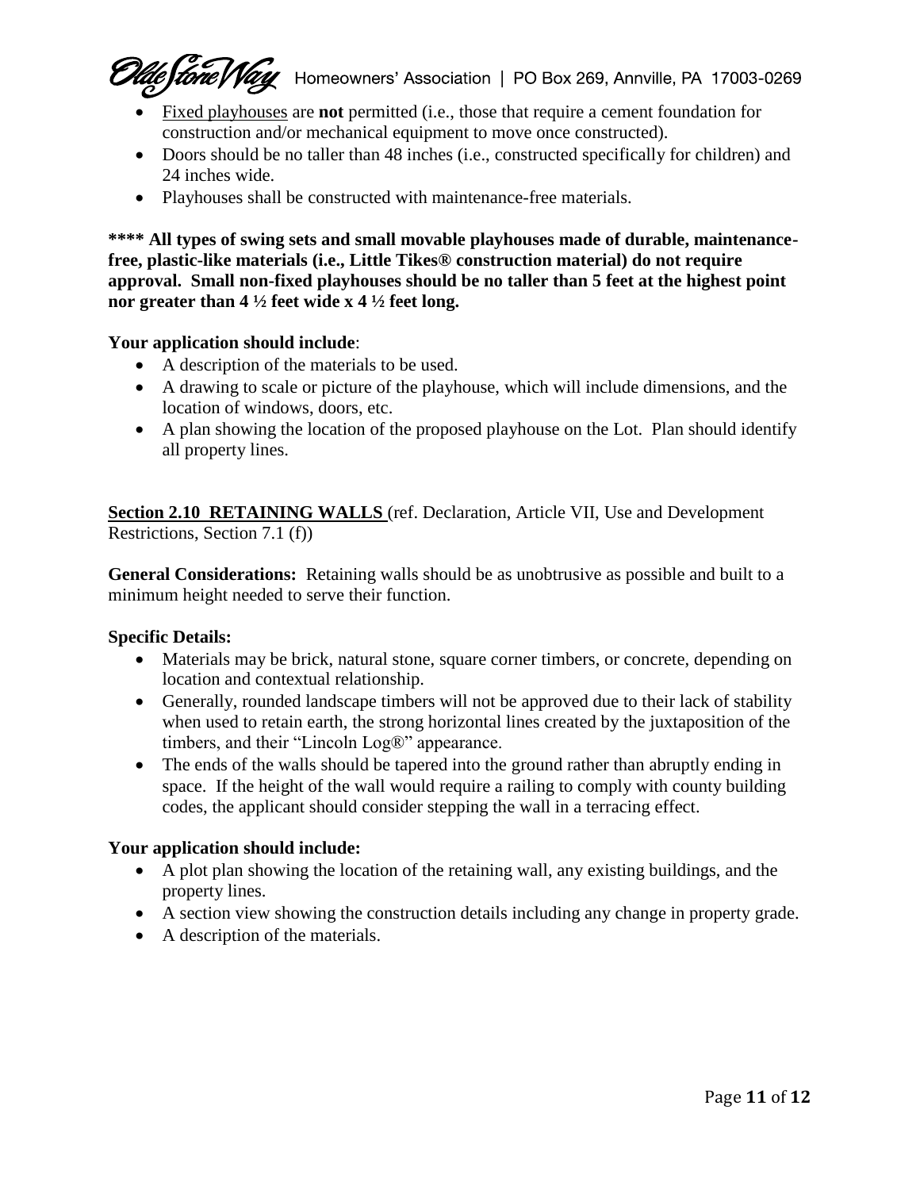- Fixed playhouses are **not** permitted (i.e., those that require a cement foundation for construction and/or mechanical equipment to move once constructed).
- Doors should be no taller than 48 inches (i.e., constructed specifically for children) and 24 inches wide.
- Playhouses shall be constructed with maintenance-free materials.

**\*\*\*\* All types of swing sets and small movable playhouses made of durable, maintenance-free, plastic-like materials (i.e., Little Tikes® construction material) do not require approval. Small non-fixed playhouses should be no taller than 5 feet at the highest point nor greater than 4 ½ feet wide x 4 ½ feet long.**

**Your application should include**:

- A description of the materials to be used.
- A drawing to scale or picture of the playhouse, which will include dimensions, and the location of windows, doors, etc.
- A plan showing the location of the proposed playhouse on the Lot. Plan should identify all property lines.

**Section 2.10 RETAINING WALLS** (ref. Declaration, Article VII, Use and Development Restrictions, Section 7.1 (f))

**General Considerations:** Retaining walls should be as unobtrusive as possible and built to a minimum height needed to serve their function.

**Specific Details:**

- Materials may be brick, natural stone, square corner timbers, or concrete, depending on location and contextual relationship.
- Generally, rounded landscape timbers will not be approved due to their lack of stability when used to retain earth, the strong horizontal lines created by the juxtaposition of the timbers, and their "Lincoln Log®" appearance.
- The ends of the walls should be tapered into the ground rather than abruptly ending in space. If the height of the wall would require a railing to comply with county building codes, the applicant should consider stepping the wall in a terracing effect.

**Your application should include:**

- A plot plan showing the location of the retaining wall, any existing buildings, and the property lines.
- A section view showing the construction details including any change in property grade.
- A description of the materials.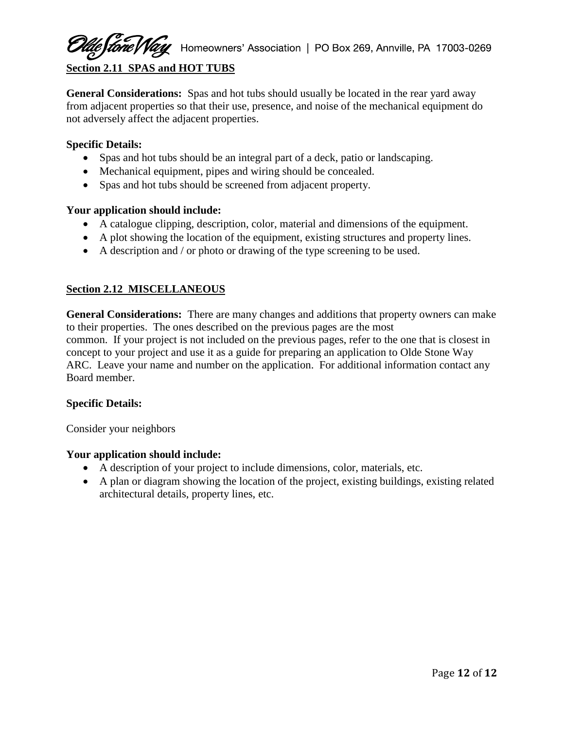## Section 2.11 SPAS and HOT TUBS

**General Considerations:** Spas and hot tubs should usually be located in the rear yard away from adjacent properties so that their use, presence, and noise of the mechanical equipment do not adversely affect the adjacent properties.

**Specific Details:**

- Spas and hot tubs should be an integral part of a deck, patio or landscaping.
- Mechanical equipment, pipes and wiring should be concealed.
- Spas and hot tubs should be screened from adjacent property.

**Your application should include:**

- A catalogue clipping, description, color, material and dimensions of the equipment.
- A plot showing the location of the equipment, existing structures and property lines.
- A description and / or photo or drawing of the type screening to be used.

## Section 2.12 MISCELLANEOUS

**General Considerations:** There are many changes and additions that property owners can make to their properties. The ones described on the previous pages are the most common. If your project is not included on the previous pages, refer to the one that is closest in concept to your project and use it as a guide for preparing an application to Olde Stone Way ARC. Leave your name and number on the application. For additional information contact any Board member.

**Specific Details:**

Consider your neighbors

**Your application should include:**

- A description of your project to include dimensions, color, materials, etc.
- A plan or diagram showing the location of the project, existing buildings, existing related architectural details, property lines, etc.